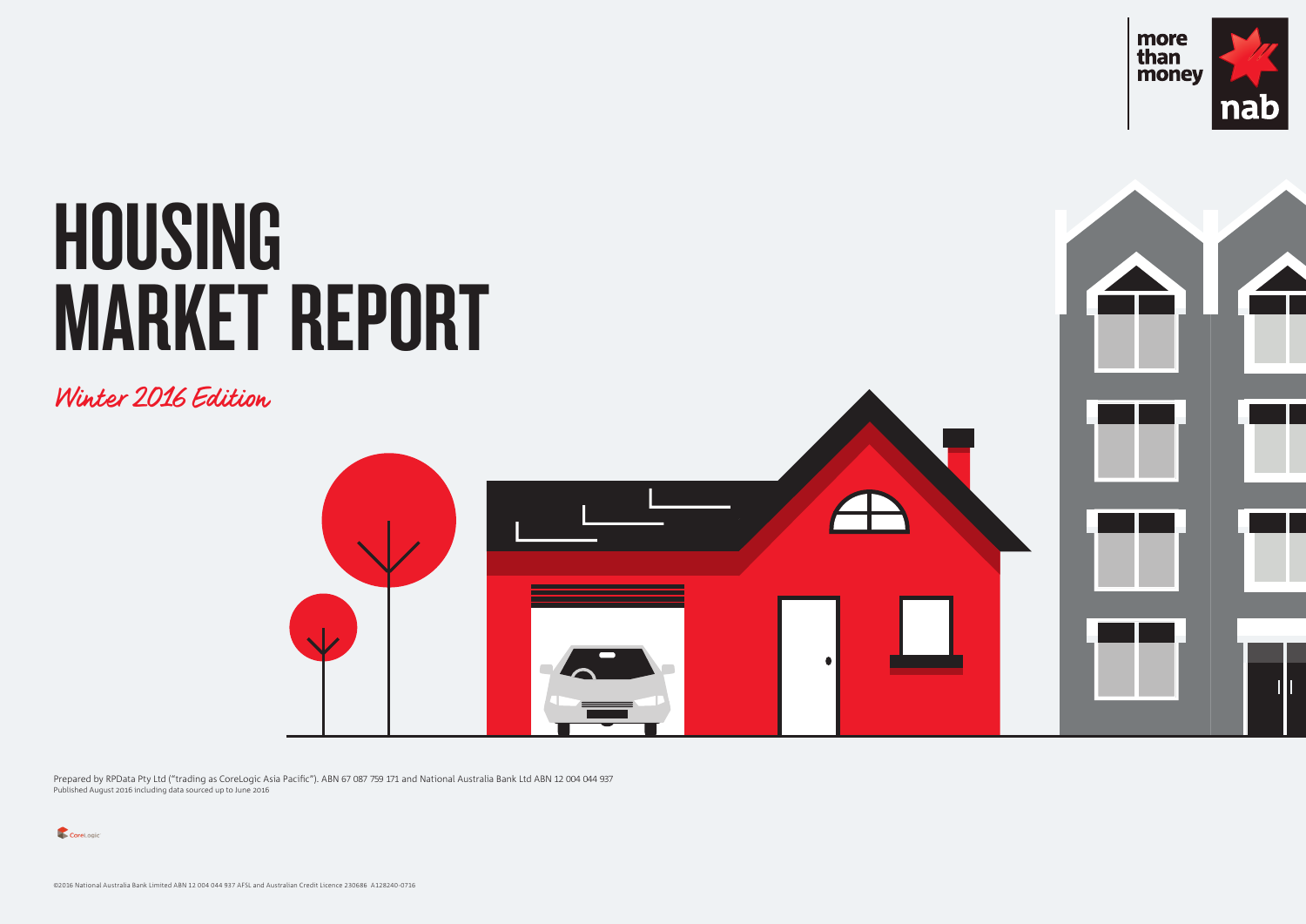more
than
money

nab

# HOUSING MARKET REPORT

*Winter 2016 Edition*

Prepared by RPData Pty Ltd ("trading as CoreLogic Asia Pacific"). ABN 67 087 759 171 and National Australia Bank Ltd ABN 12 004 044 937
Published August 2016 including data sourced up to June 2016

CoreLogic

©2016 National Australia Bank Limited ABN 12 004 044 937 AFSL and Australian Credit Licence 230686 A128240-0716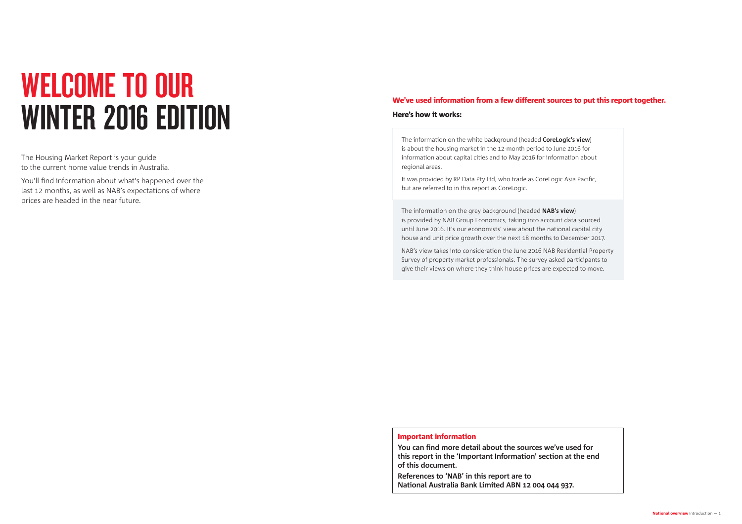# WELCOME TO OUR WINTER 2016 EDITION

The Housing Market Report is your guide to the current home value trends in Australia.

You'll find information about what's happened over the last 12 months, as well as NAB's expectations of where prices are headed in the near future.

## We've used information from a few different sources to put this report together.

**Here's how it works:**

The information on the white background (headed **CoreLogic's view**) is about the housing market in the 12-month period to June 2016 for information about capital cities and to May 2016 for information about regional areas.

It was provided by RP Data Pty Ltd, who trade as CoreLogic Asia Pacific, but are referred to in this report as CoreLogic.

The information on the grey background (headed **NAB's view**) is provided by NAB Group Economics, taking into account data sourced until June 2016. It's our economists' view about the national capital city house and unit price growth over the next 18 months to December 2017.

NAB's view takes into consideration the June 2016 NAB Residential Property Survey of property market professionals. The survey asked participants to give their views on where they think house prices are expected to move.

### Important information

**You can find more detail about the sources we've used for this report in the 'Important Information' section at the end of this document.**

**References to 'NAB' in this report are to National Australia Bank Limited ABN 12 004 044 937.**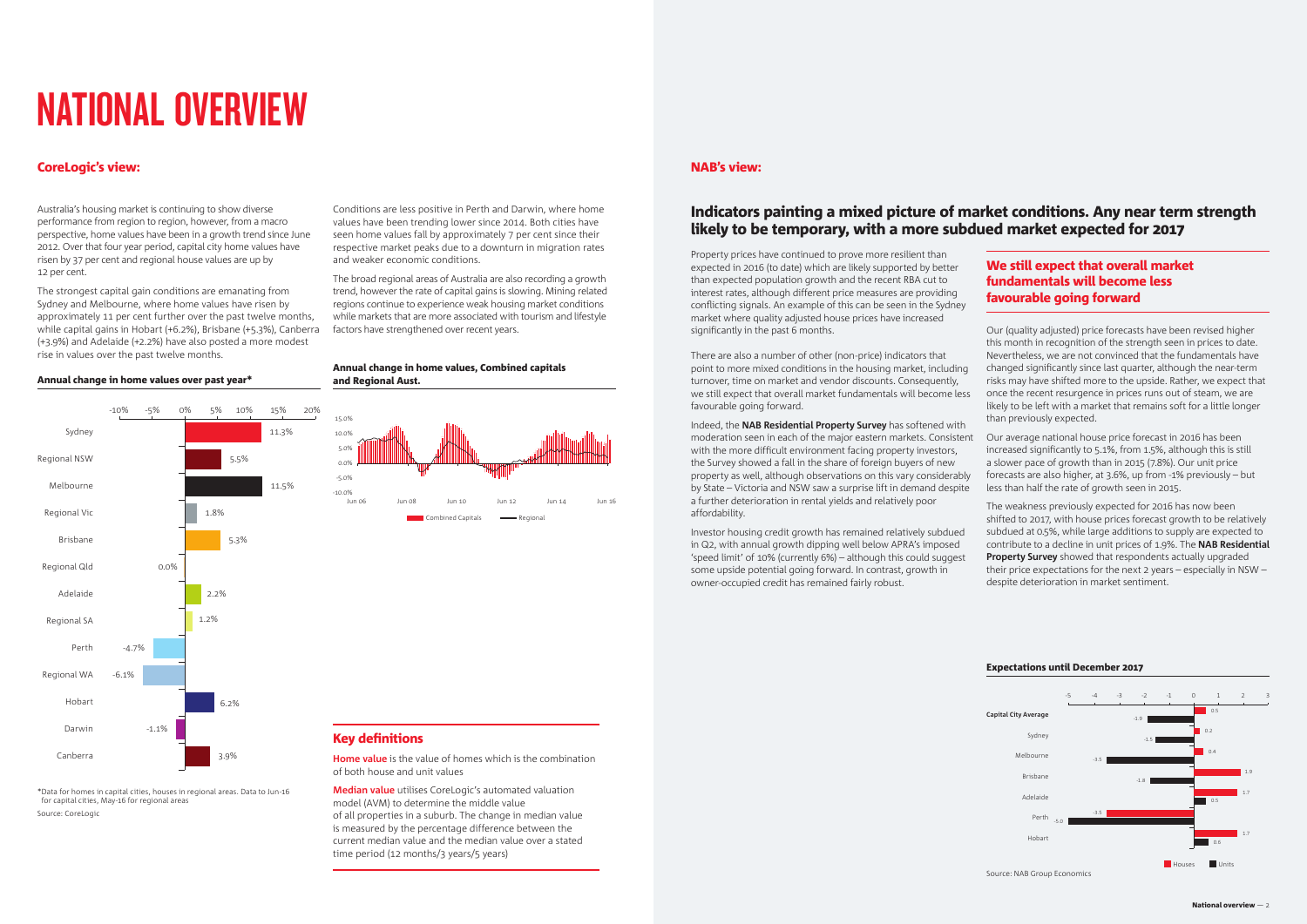# NATIONAL OVERVIEW

## CoreLogic's view:

Australia's housing market is continuing to show diverse performance from region to region, however, from a macro perspective, home values have been in a growth trend since June 2012. Over that four year period, capital city home values have risen by 37 per cent and regional house values are up by 12 per cent.

The strongest capital gain conditions are emanating from Sydney and Melbourne, where home values have risen by approximately 11 per cent further over the past twelve months, while capital gains in Hobart (+6.2%), Brisbane (+5.3%), Canberra (+3.9%) and Adelaide (+2.2%) have also posted a more modest rise in values over the past twelve months.

Conditions are less positive in Perth and Darwin, where home values have been trending lower since 2014. Both cities have seen home values fall by approximately 7 per cent since their respective market peaks due to a downturn in migration rates and weaker economic conditions.

The broad regional areas of Australia are also recording a growth trend, however the rate of capital gains is slowing. Mining related regions continue to experience weak housing market conditions while markets that are more associated with tourism and lifestyle factors have strengthened over recent years.

### Annual change in home values over past year*

| Region | Annual change |
|---|---|
| Sydney | 11.3% |
| Regional NSW | 5.5% |
| Melbourne | 11.5% |
| Regional Vic | 1.8% |
| Brisbane | 5.3% |
| Regional Qld | 0.0% |
| Adelaide | 2.2% |
| Regional SA | 1.2% |
| Perth | -4.7% |
| Regional WA | -6.1% |
| Hobart | 6.2% |
| Darwin | -1.1% |
| Canberra | 3.9% |

*Data for homes in capital cities, houses in regional areas. Data to Jun-16 for capital cities, May-16 for regional areas

Source: CoreLogic

### Annual change in home values, Combined capitals and Regional Aust.

Combined Capitals — Regional

## Key definitions

**Home value** is the value of homes which is the combination of both house and unit values

**Median value** utilises CoreLogic's automated valuation model (AVM) to determine the middle value of all properties in a suburb. The change in median value is measured by the percentage difference between the current median value and the median value over a stated time period (12 months/3 years/5 years)

## NAB's view:

### Indicators painting a mixed picture of market conditions. Any near term strength likely to be temporary, with a more subdued market expected for 2017

Property prices have continued to prove more resilient than expected in 2016 (to date) which are likely supported by better than expected population growth and the recent RBA cut to interest rates, although different price measures are providing conflicting signals. An example of this can be seen in the Sydney market where quality adjusted house prices have increased significantly in the past 6 months.

There are also a number of other (non-price) indicators that point to more mixed conditions in the housing market, including turnover, time on market and vendor discounts. Consequently, we still expect that overall market fundamentals will become less favourable going forward.

Indeed, the **NAB Residential Property Survey** has softened with moderation seen in each of the major eastern markets. Consistent with the more difficult environment facing property investors, the Survey showed a fall in the share of foreign buyers of new property as well, although observations on this vary considerably by State – Victoria and NSW saw a surprise lift in demand despite a further deterioration in rental yields and relatively poor affordability.

Investor housing credit growth has remained relatively subdued in Q2, with annual growth dipping well below APRA's imposed 'speed limit' of 10% (currently 6%) – although this could suggest some upside potential going forward. In contrast, growth in owner-occupied credit has remained fairly robust.

### We still expect that overall market fundamentals will become less favourable going forward

Our (quality adjusted) price forecasts have been revised higher this month in recognition of the strength seen in prices to date. Nevertheless, we are not convinced that the fundamentals have changed significantly since last quarter, although the near-term risks may have shifted more to the upside. Rather, we expect that once the recent resurgence in prices runs out of steam, we are likely to be left with a market that remains soft for a little longer than previously expected.

Our average national house price forecast in 2016 has been increased significantly to 5.1%, from 1.5%, although this is still a slower pace of growth than in 2015 (7.8%). Our unit price forecasts are also higher, at 3.6%, up from -1% previously – but less than half the rate of growth seen in 2015.

The weakness previously expected for 2016 has now been shifted to 2017, with house prices forecast growth to be relatively subdued at 0.5%, while large additions to supply are expected to contribute to a decline in unit prices of 1.9%. The **NAB Residential Property Survey** showed that respondents actually upgraded their price expectations for the next 2 years – especially in NSW – despite deterioration in market sentiment.

### Expectations until December 2017

| | Houses | Units |
|---|---|---|
| Capital City Average | 0.5 | -1.9 |
| Sydney | 0.2 | -1.5 |
| Melbourne | 0.4 | -3.5 |
| Brisbane | 1.9 | -1.8 |
| Adelaide | 1.7 | 0.5 |
| Perth | -3.5 | -5.0 |
| Hobart | 1.7 | 0.6 |

Source: NAB Group Economics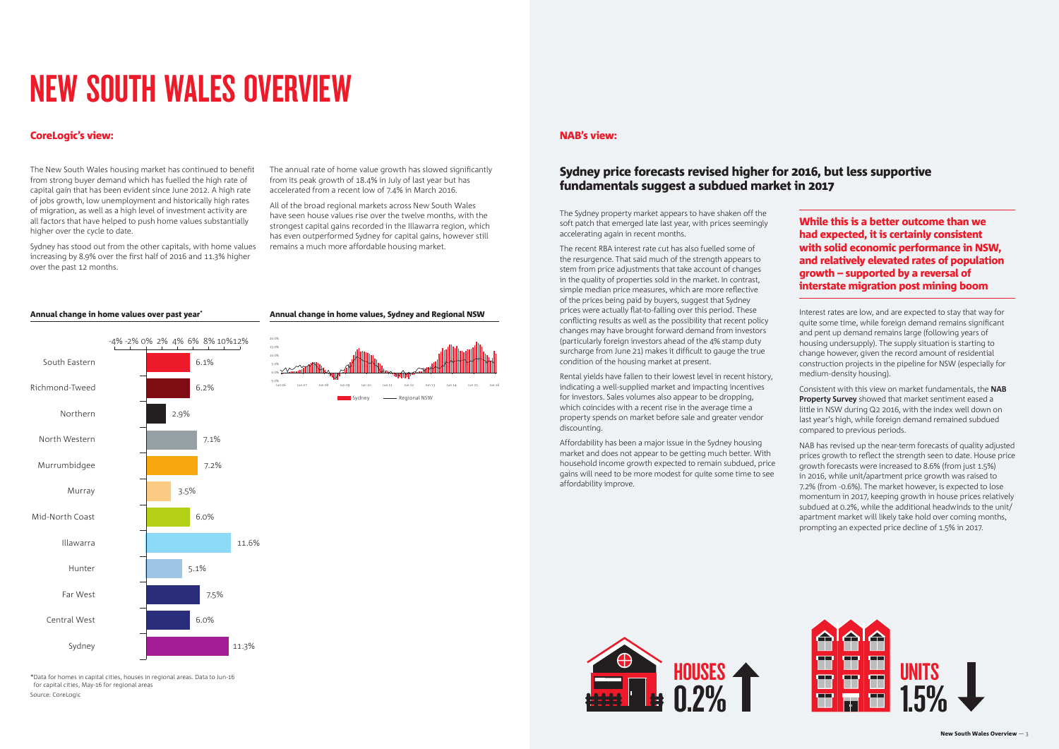# NEW SOUTH WALES OVERVIEW

## CoreLogic's view:

The New South Wales housing market has continued to benefit from strong buyer demand which has fuelled the high rate of capital gain that has been evident since June 2012. A high rate of jobs growth, low unemployment and historically high rates of migration, as well as a high level of investment activity are all factors that have helped to push home values substantially higher over the cycle to date.

Sydney has stood out from the other capitals, with home values increasing by 8.9% over the first half of 2016 and 11.3% higher over the past 12 months.

The annual rate of home value growth has slowed significantly from its peak growth of 18.4% in July of last year but has accelerated from a recent low of 7.4% in March 2016.

All of the broad regional markets across New South Wales have seen house values rise over the twelve months, with the strongest capital gains recorded in the Illawarra region, which has even outperformed Sydney for capital gains, however still remains a much more affordable housing market.

#### Annual change in home values over past year*

| Region | Annual change |
|---|---|
| South Eastern | 6.1% |
| Richmond-Tweed | 6.2% |
| Northern | 2.9% |
| North Western | 7.1% |
| Murrumbidgee | 7.2% |
| Murray | 3.5% |
| Mid-North Coast | 6.0% |
| Illawarra | 11.6% |
| Hunter | 5.1% |
| Far West | 7.5% |
| Central West | 6.0% |
| Sydney | 11.3% |

*Data for homes in capital cities, houses in regional areas. Data to Jun-16 for capital cities, May-16 for regional areas

Source: CoreLogic

#### Annual change in home values, Sydney and Regional NSW

Sydney — Regional NSW

## NAB's view:

### Sydney price forecasts revised higher for 2016, but less supportive fundamentals suggest a subdued market in 2017

The Sydney property market appears to have shaken off the soft patch that emerged late last year, with prices seemingly accelerating again in recent months.

The recent RBA interest rate cut has also fuelled some of the resurgence. That said much of the strength appears to stem from price adjustments that take account of changes in the quality of properties sold in the market. In contrast, simple median price measures, which are more reflective of the prices being paid by buyers, suggest that Sydney prices were actually flat-to-falling over this period. These conflicting results as well as the possibility that recent policy changes may have brought forward demand from investors (particularly foreign investors ahead of the 4% stamp duty surcharge from June 21) makes it difficult to gauge the true condition of the housing market at present.

Rental yields have fallen to their lowest level in recent history, indicating a well-supplied market and impacting incentives for investors. Sales volumes also appear to be dropping, which coincides with a recent rise in the average time a property spends on market before sale and greater vendor discounting.

Affordability has been a major issue in the Sydney housing market and does not appear to be getting much better. With household income growth expected to remain subdued, price gains will need to be more modest for quite some time to see affordability improve.

**While this is a better outcome than we had expected, it is certainly consistent with solid economic performance in NSW, and relatively elevated rates of population growth – supported by a reversal of interstate migration post mining boom**

Interest rates are low, and are expected to stay that way for quite some time, while foreign demand remains significant and pent up demand remains large (following years of housing undersupply). The supply situation is starting to change however, given the record amount of residential construction projects in the pipeline for NSW (especially for medium-density housing).

Consistent with this view on market fundamentals, the **NAB Property Survey** showed that market sentiment eased a little in NSW during Q2 2016, with the index well down on last year's high, while foreign demand remained subdued compared to previous periods.

NAB has revised up the near-term forecasts of quality adjusted prices growth to reflect the strength seen to date. House price growth forecasts were increased to 8.6% (from just 1.5%) in 2016, while unit/apartment price growth was raised to 7.2% (from -0.6%). The market however, is expected to lose momentum in 2017, keeping growth in house prices relatively subdued at 0.2%, while the additional headwinds to the unit/apartment market will likely take hold over coming months, prompting an expected price decline of 1.5% in 2017.

HOUSES 0.2% ↑

UNITS 1.5% ↓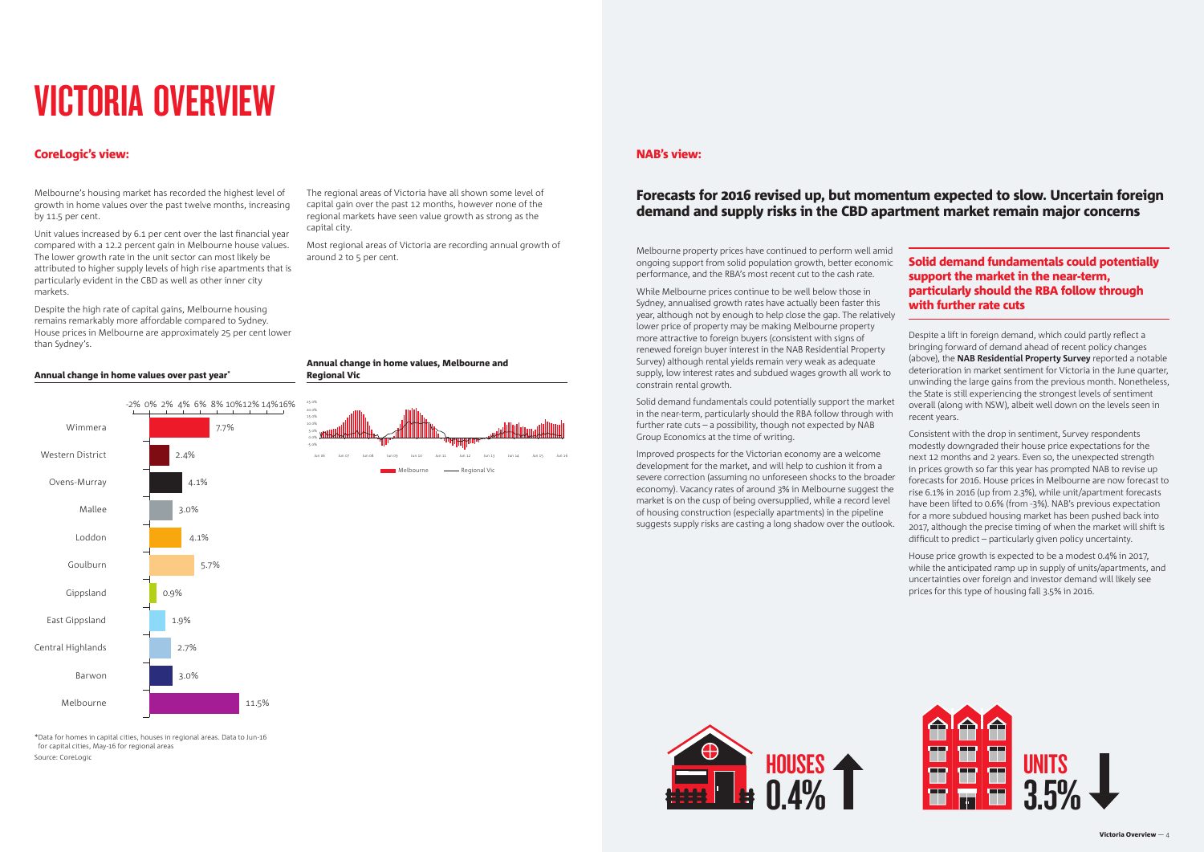# VICTORIA OVERVIEW

## CoreLogic's view:

Melbourne's housing market has recorded the highest level of growth in home values over the past twelve months, increasing by 11.5 per cent.

Unit values increased by 6.1 per cent over the last financial year compared with a 12.2 percent gain in Melbourne house values. The lower growth rate in the unit sector can most likely be attributed to higher supply levels of high rise apartments that is particularly evident in the CBD as well as other inner city markets.

Despite the high rate of capital gains, Melbourne housing remains remarkably more affordable compared to Sydney. House prices in Melbourne are approximately 25 per cent lower than Sydney's.

The regional areas of Victoria have all shown some level of capital gain over the past 12 months, however none of the regional markets have seen value growth as strong as the capital city.

Most regional areas of Victoria are recording annual growth of around 2 to 5 per cent.

**Annual change in home values over past year***

| Region | Annual change |
|---|---|
| Wimmera | 7.7% |
| Western District | 2.4% |
| Ovens-Murray | 4.1% |
| Mallee | 3.0% |
| Loddon | 4.1% |
| Goulburn | 5.7% |
| Gippsland | 0.9% |
| East Gippsland | 1.9% |
| Central Highlands | 2.7% |
| Barwon | 3.0% |
| Melbourne | 11.5% |

*Data for homes in capital cities, houses in regional areas. Data to Jun-16 for capital cities, May-16 for regional areas

Source: CoreLogic

**Annual change in home values, Melbourne and Regional Vic**

Melbourne — Regional Vic

## NAB's view:

### Forecasts for 2016 revised up, but momentum expected to slow. Uncertain foreign demand and supply risks in the CBD apartment market remain major concerns

Melbourne property prices have continued to perform well amid ongoing support from solid population growth, better economic performance, and the RBA's most recent cut to the cash rate.

While Melbourne prices continue to be well below those in Sydney, annualised growth rates have actually been faster this year, although not by enough to help close the gap. The relatively lower price of property may be making Melbourne property more attractive to foreign buyers (consistent with signs of renewed foreign buyer interest in the NAB Residential Property Survey) although rental yields remain very weak as adequate supply, low interest rates and subdued wages growth all work to constrain rental growth.

Solid demand fundamentals could potentially support the market in the near-term, particularly should the RBA follow through with further rate cuts – a possibility, though not expected by NAB Group Economics at the time of writing.

Improved prospects for the Victorian economy are a welcome development for the market, and will help to cushion it from a severe correction (assuming no unforeseen shocks to the broader economy). Vacancy rates of around 3% in Melbourne suggest the market is on the cusp of being oversupplied, while a record level of housing construction (especially apartments) in the pipeline suggests supply risks are casting a long shadow over the outlook.

### Solid demand fundamentals could potentially support the market in the near-term, particularly should the RBA follow through with further rate cuts

Despite a lift in foreign demand, which could partly reflect a bringing forward of demand ahead of recent policy changes (above), the **NAB Residential Property Survey** reported a notable deterioration in market sentiment for Victoria in the June quarter, unwinding the large gains from the previous month. Nonetheless, the State is still experiencing the strongest levels of sentiment overall (along with NSW), albeit well down on the levels seen in recent years.

Consistent with the drop in sentiment, Survey respondents modestly downgraded their house price expectations for the next 12 months and 2 years. Even so, the unexpected strength in prices growth so far this year has prompted NAB to revise up forecasts for 2016. House prices in Melbourne are now forecast to rise 6.1% in 2016 (up from 2.3%), while unit/apartment forecasts have been lifted to 0.6% (from -3%). NAB's previous expectation for a more subdued housing market has been pushed back into 2017, although the precise timing of when the market will shift is difficult to predict – particularly given policy uncertainty.

House price growth is expected to be a modest 0.4% in 2017, while the anticipated ramp up in supply of units/apartments, and uncertainties over foreign and investor demand will likely see prices for this type of housing fall 3.5% in 2016.

HOUSES 0.4% ↑

UNITS 3.5% ↓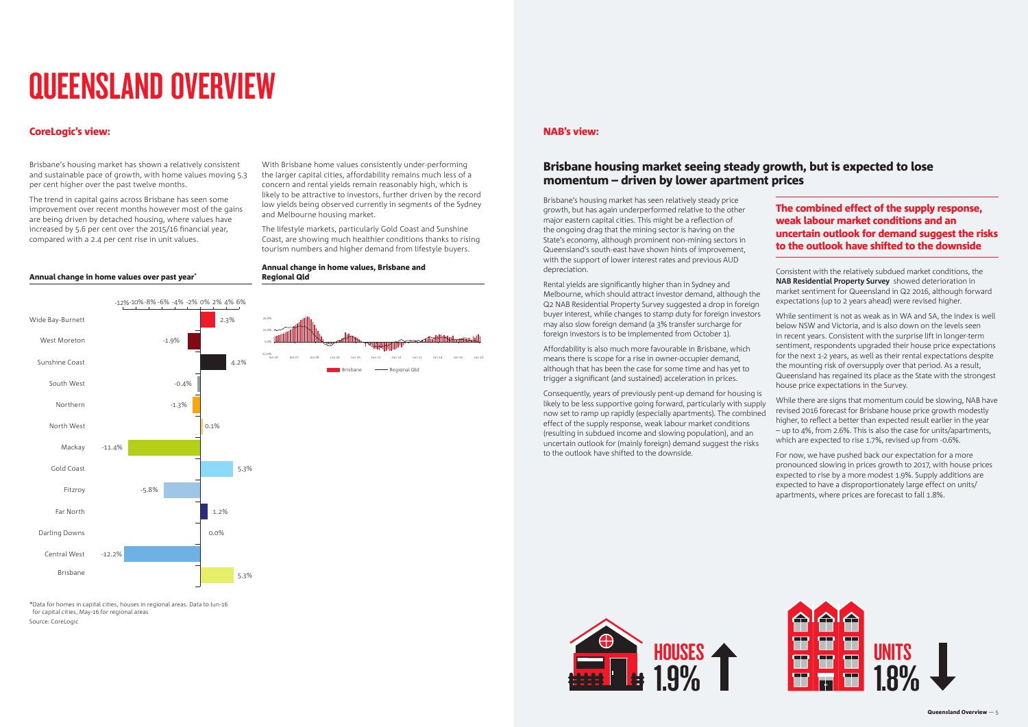# QUEENSLAND OVERVIEW

## CoreLogic's view:

Brisbane's housing market has shown a relatively consistent and sustainable pace of growth, with home values moving 5.3 per cent higher over the past twelve months.

The trend in capital gains across Brisbane has seen some improvement over recent months however most of the gains are being driven by detached housing, where values have increased by 5.6 per cent over the 2015/16 financial year, compared with a 2.4 per cent rise in unit values.

With Brisbane home values consistently under-performing the larger capital cities, affordability remains much less of a concern and rental yields remain reasonably high, which is likely to be attractive to investors, further driven by the record low yields being observed currently in segments of the Sydney and Melbourne housing market.

The lifestyle markets, particularly Gold Coast and Sunshine Coast, are showing much healthier conditions thanks to rising tourism numbers and higher demand from lifestyle buyers.

**Annual change in home values over past year***

| Region | Annual change |
| --- | --- |
| Wide Bay-Burnett | 2.3% |
| West Moreton | -1.9% |
| Sunshine Coast | 4.2% |
| South West | -0.4% |
| Northern | -1.3% |
| North West | 0.1% |
| Mackay | -11.4% |
| Gold Coast | 5.3% |
| Fitzroy | -5.8% |
| Far North | 1.2% |
| Darling Downs | 0.0% |
| Central West | -12.2% |
| Brisbane | 5.3% |

*Data for homes in capital cities, houses in regional areas. Data to Jun-16 for capital cities, May-16 for regional areas

Source: CoreLogic

**Annual change in home values, Brisbane and Regional Qld**

## NAB's view:

### Brisbane housing market seeing steady growth, but is expected to lose momentum – driven by lower apartment prices

Brisbane's housing market has seen relatively steady price growth, but has again underperformed relative to the other major eastern capital cities. This might be a reflection of the ongoing drag that the mining sector is having on the State's economy, although prominent non-mining sectors in Queensland's south-east have shown hints of improvement, with the support of lower interest rates and previous AUD depreciation.

Rental yields are significantly higher than in Sydney and Melbourne, which should attract investor demand, although the Q2 NAB Residential Property Survey suggested a drop in foreign buyer interest, while changes to stamp duty for foreign investors may also slow foreign demand (a 3% transfer surcharge for foreign investors is to be implemented from October 1).

Affordability is also much more favourable in Brisbane, which means there is scope for a rise in owner-occupier demand, although that has been the case for some time and has yet to trigger a significant (and sustained) acceleration in prices.

Consequently, years of previously pent-up demand for housing is likely to be less supportive going forward, particularly with supply now set to ramp up rapidly (especially apartments). The combined effect of the supply response, weak labour market conditions (resulting in subdued income and slowing population), and an uncertain outlook for (mainly foreign) demand suggest the risks to the outlook have shifted to the downside.

**The combined effect of the supply response, weak labour market conditions and an uncertain outlook for demand suggest the risks to the outlook have shifted to the downside**

Consistent with the relatively subdued market conditions, the **NAB Residential Property Survey** showed deterioration in market sentiment for Queensland in Q2 2016, although forward expectations (up to 2 years ahead) were revised higher.

While sentiment is not as weak as in WA and SA, the index is well below NSW and Victoria, and is also down on the levels seen in recent years. Consistent with the surprise lift in longer-term sentiment, respondents upgraded their house price expectations for the next 1-2 years, as well as their rental expectations despite the mounting risk of oversupply over that period. As a result, Queensland has regained its place as the State with the strongest house price expectations in the Survey.

While there are signs that momentum could be slowing, NAB have revised 2016 forecast for Brisbane house price growth modestly higher, to reflect a better than expected result earlier in the year – up to 4%, from 2.6%. This is also the case for units/apartments, which are expected to rise 1.7%, revised up from -0.6%.

For now, we have pushed back our expectation for a more pronounced slowing in prices growth to 2017, with house prices expected to rise by a more modest 1.9%. Supply additions are expected to have a disproportionately large effect on units/apartments, where prices are forecast to fall 1.8%.

HOUSES 1.9% ↑

UNITS 1.8% ↓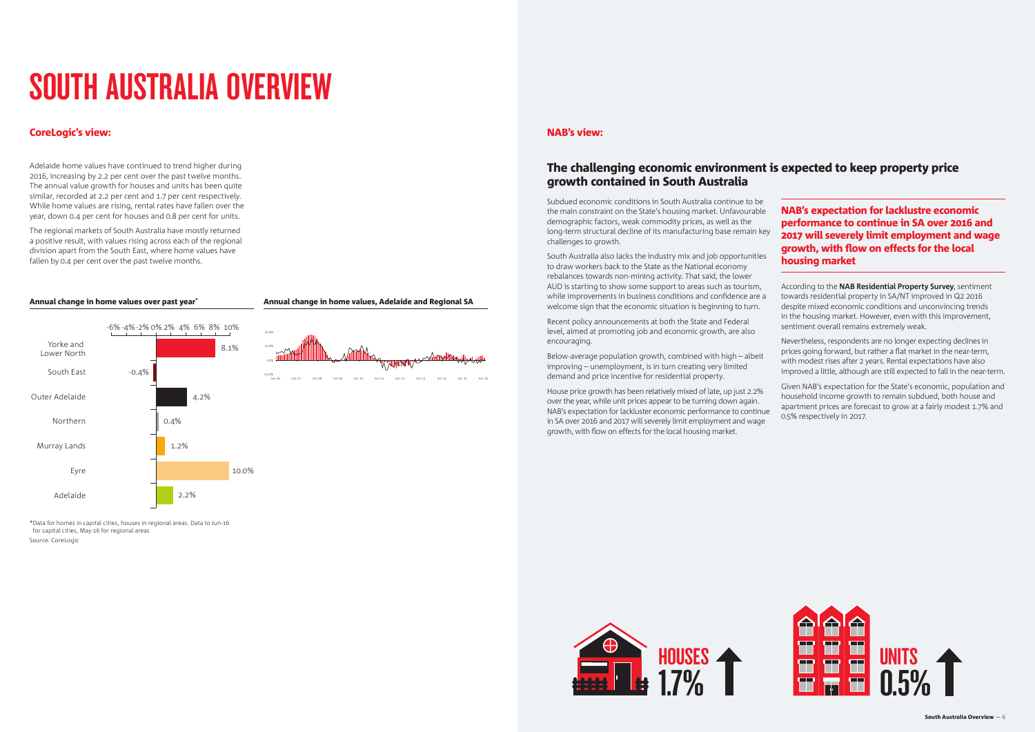# SOUTH AUSTRALIA OVERVIEW

## CoreLogic's view:

Adelaide home values have continued to trend higher during 2016, increasing by 2.2 per cent over the past twelve months. The annual value growth for houses and units has been quite similar, recorded at 2.2 per cent and 1.7 per cent respectively. While home values are rising, rental rates have fallen over the year, down 0.4 per cent for houses and 0.8 per cent for units.

The regional markets of South Australia have mostly returned a positive result, with values rising across each of the regional division apart from the South East, where home values have fallen by 0.4 per cent over the past twelve months.

### Annual change in home values over past year*

| Region | Annual change |
|---|---|
| Yorke and Lower North | 8.1% |
| South East | -0.4% |
| Outer Adelaide | 4.2% |
| Northern | 0.4% |
| Murray Lands | 1.2% |
| Eyre | 10.0% |
| Adelaide | 2.2% |

### Annual change in home values, Adelaide and Regional SA

*Data for homes in capital cities, houses in regional areas. Data to Jun-16 for capital cities, May-16 for regional areas

Source: CoreLogic

## NAB's view:

### The challenging economic environment is expected to keep property price growth contained in South Australia

Subdued economic conditions in South Australia continue to be the main constraint on the State's housing market. Unfavourable demographic factors, weak commodity prices, as well as the long-term structural decline of its manufacturing base remain key challenges to growth.

South Australia also lacks the industry mix and job opportunities to draw workers back to the State as the National economy rebalances towards non-mining activity. That said, the lower AUD is starting to show some support to areas such as tourism, while improvements in business conditions and confidence are a welcome sign that the economic situation is beginning to turn.

Recent policy announcements at both the State and Federal level, aimed at promoting job and economic growth, are also encouraging.

Below-average population growth, combined with high – albeit improving – unemployment, is in turn creating very limited demand and price incentive for residential property.

House price growth has been relatively mixed of late, up just 2.2% over the year, while unit prices appear to be turning down again. NAB's expectation for lackluster economic performance to continue in SA over 2016 and 2017 will severely limit employment and wage growth, with flow on effects for the local housing market.

**NAB's expectation for lacklustre economic performance to continue in SA over 2016 and 2017 will severely limit employment and wage growth, with flow on effects for the local housing market**

According to the **NAB Residential Property Survey**, sentiment towards residential property in SA/NT improved in Q2 2016 despite mixed economic conditions and unconvincing trends in the housing market. However, even with this improvement, sentiment overall remains extremely weak.

Nevertheless, respondents are no longer expecting declines in prices going forward, but rather a flat market in the near-term, with modest rises after 2 years. Rental expectations have also improved a little, although are still expected to fall in the near-term.

Given NAB's expectation for the State's economic, population and household income growth to remain subdued, both house and apartment prices are forecast to grow at a fairly modest 1.7% and 0.5% respectively in 2017.

HOUSES 1.7%

UNITS 0.5%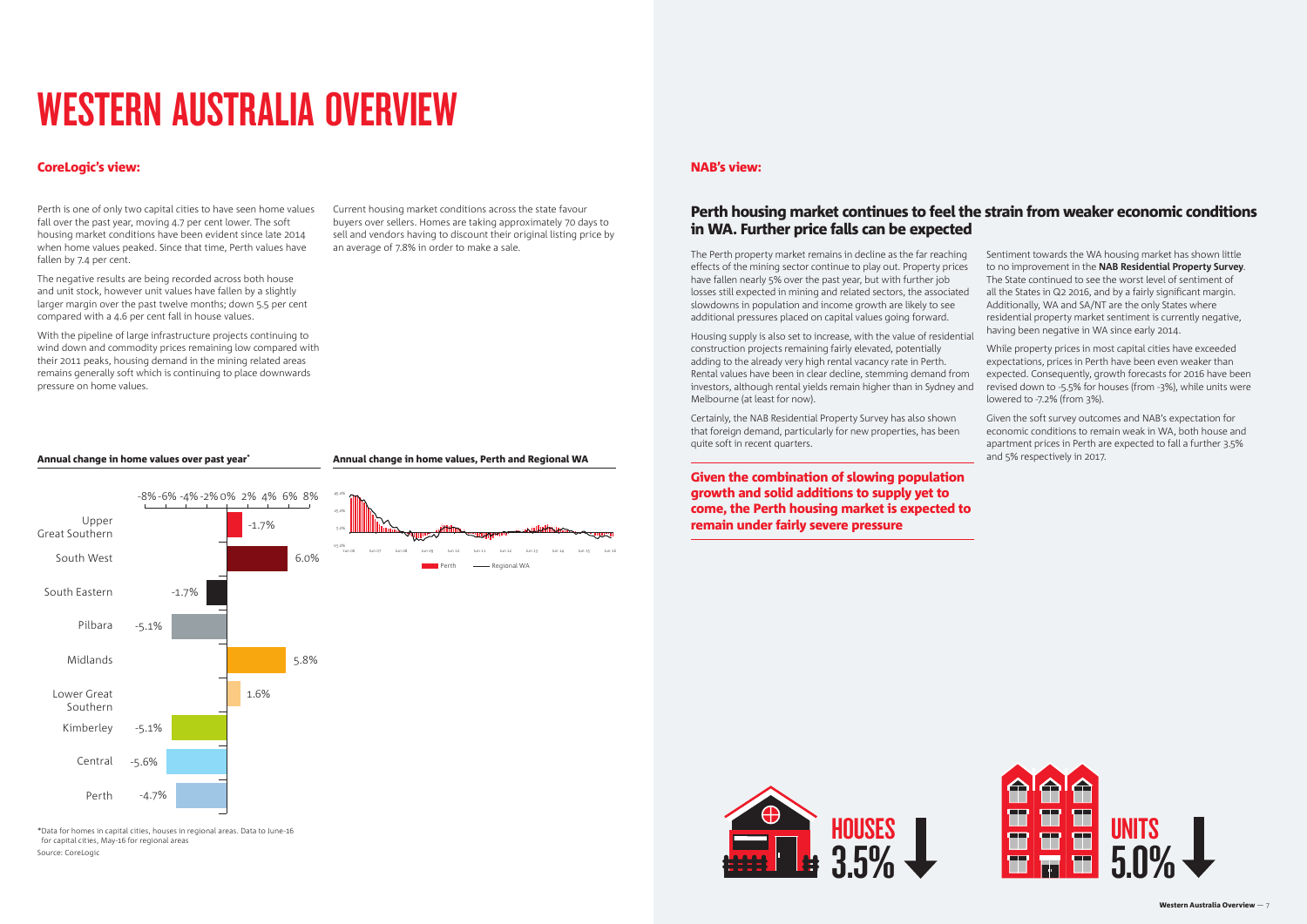# WESTERN AUSTRALIA OVERVIEW

## CoreLogic's view:

Perth is one of only two capital cities to have seen home values fall over the past year, moving 4.7 per cent lower. The soft housing market conditions have been evident since late 2014 when home values peaked. Since that time, Perth values have fallen by 7.4 per cent.

The negative results are being recorded across both house and unit stock, however unit values have fallen by a slightly larger margin over the past twelve months; down 5.5 per cent compared with a 4.6 per cent fall in house values.

With the pipeline of large infrastructure projects continuing to wind down and commodity prices remaining low compared with their 2011 peaks, housing demand in the mining related areas remains generally soft which is continuing to place downwards pressure on home values.

Current housing market conditions across the state favour buyers over sellers. Homes are taking approximately 70 days to sell and vendors having to discount their original listing price by an average of 7.8% in order to make a sale.

**Annual change in home values over past year***

| Region | Annual change |
|---|---|
| Upper Great Southern | -1.7% |
| South West | 6.0% |
| South Eastern | -1.7% |
| Pilbara | -5.1% |
| Midlands | 5.8% |
| Lower Great Southern | 1.6% |
| Kimberley | -5.1% |
| Central | -5.6% |
| Perth | -4.7% |

*Data for homes in capital cities, houses in regional areas. Data to June-16 for capital cities, May-16 for regional areas

Source: CoreLogic

**Annual change in home values, Perth and Regional WA**

## NAB's view:

### Perth housing market continues to feel the strain from weaker economic conditions in WA. Further price falls can be expected

The Perth property market remains in decline as the far reaching effects of the mining sector continue to play out. Property prices have fallen nearly 5% over the past year, but with further job losses still expected in mining and related sectors, the associated slowdowns in population and income growth are likely to see additional pressures placed on capital values going forward.

Housing supply is also set to increase, with the value of residential construction projects remaining fairly elevated, potentially adding to the already very high rental vacancy rate in Perth. Rental values have been in clear decline, stemming demand from investors, although rental yields remain higher than in Sydney and Melbourne (at least for now).

Certainly, the NAB Residential Property Survey has also shown that foreign demand, particularly for new properties, has been quite soft in recent quarters.

**Given the combination of slowing population growth and solid additions to supply yet to come, the Perth housing market is expected to remain under fairly severe pressure**

Sentiment towards the WA housing market has shown little to no improvement in the **NAB Residential Property Survey**. The State continued to see the worst level of sentiment of all the States in Q2 2016, and by a fairly significant margin. Additionally, WA and SA/NT are the only States where residential property market sentiment is currently negative, having been negative in WA since early 2014.

While property prices in most capital cities have exceeded expectations, prices in Perth have been even weaker than expected. Consequently, growth forecasts for 2016 have been revised down to -5.5% for houses (from -3%), while units were lowered to -7.2% (from 3%).

Given the soft survey outcomes and NAB's expectation for economic conditions to remain weak in WA, both house and apartment prices in Perth are expected to fall a further 3.5% and 5% respectively in 2017.

HOUSES 3.5% ↓

UNITS 5.0% ↓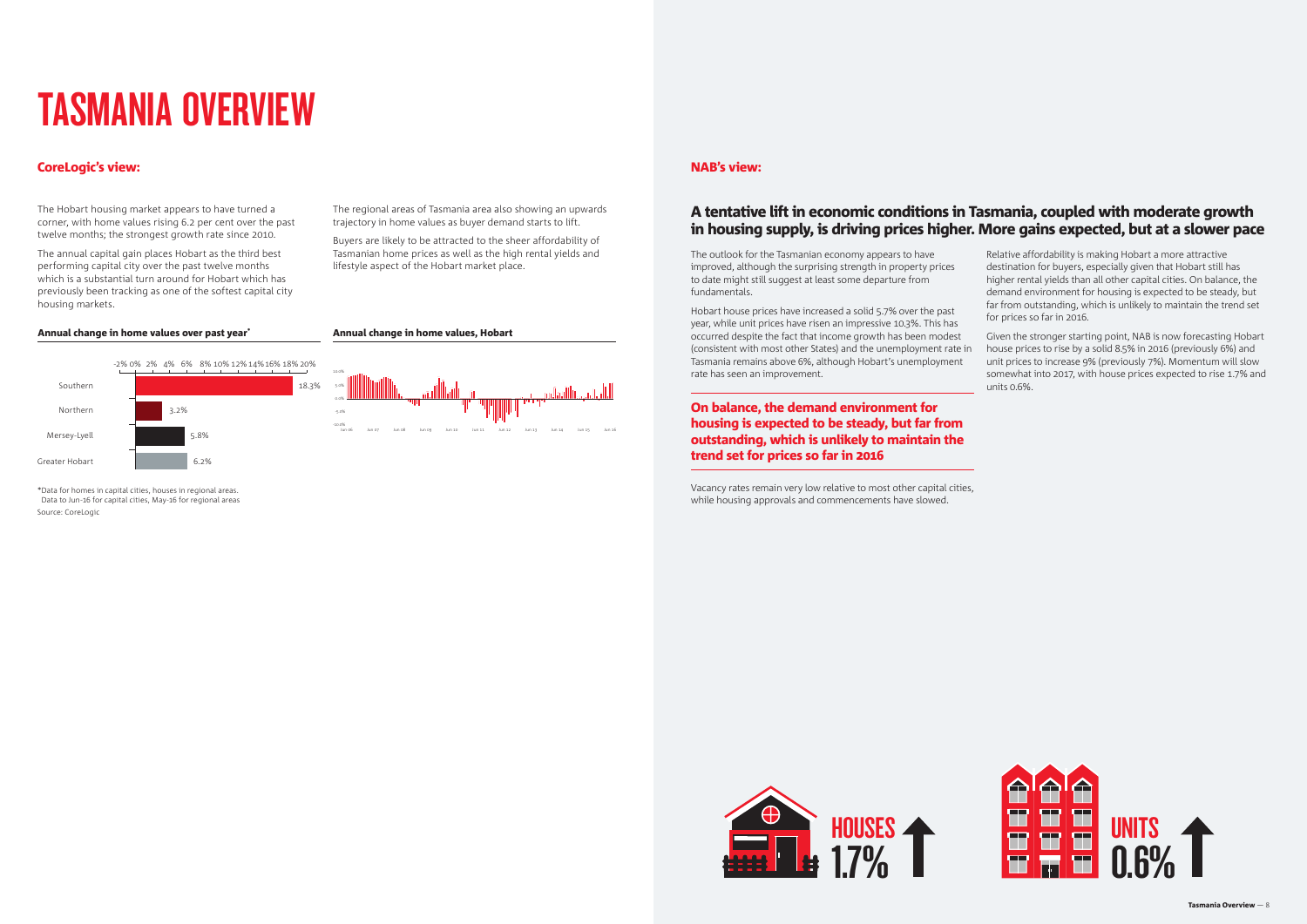# TASMANIA OVERVIEW

## CoreLogic's view:

The Hobart housing market appears to have turned a corner, with home values rising 6.2 per cent over the past twelve months; the strongest growth rate since 2010.

The annual capital gain places Hobart as the third best performing capital city over the past twelve months which is a substantial turn around for Hobart which has previously been tracking as one of the softest capital city housing markets.

The regional areas of Tasmania area also showing an upwards trajectory in home values as buyer demand starts to lift.

Buyers are likely to be attracted to the sheer affordability of Tasmanian home prices as well as the high rental yields and lifestyle aspect of the Hobart market place.

**Annual change in home values over past year***

| Region | Annual change |
|---|---|
| Southern | 18.3% |
| Northern | 3.2% |
| Mersey-Lyell | 5.8% |
| Greater Hobart | 6.2% |

*Data for homes in capital cities, houses in regional areas. Data to Jun-16 for capital cities, May-16 for regional areas

Source: CoreLogic

**Annual change in home values, Hobart**

## NAB's view:

### A tentative lift in economic conditions in Tasmania, coupled with moderate growth in housing supply, is driving prices higher. More gains expected, but at a slower pace

The outlook for the Tasmanian economy appears to have improved, although the surprising strength in property prices to date might still suggest at least some departure from fundamentals.

Hobart house prices have increased a solid 5.7% over the past year, while unit prices have risen an impressive 10.3%. This has occurred despite the fact that income growth has been modest (consistent with most other States) and the unemployment rate in Tasmania remains above 6%, although Hobart's unemployment rate has seen an improvement.

**On balance, the demand environment for housing is expected to be steady, but far from outstanding, which is unlikely to maintain the trend set for prices so far in 2016**

Vacancy rates remain very low relative to most other capital cities, while housing approvals and commencements have slowed.

Relative affordability is making Hobart a more attractive destination for buyers, especially given that Hobart still has higher rental yields than all other capital cities. On balance, the demand environment for housing is expected to be steady, but far from outstanding, which is unlikely to maintain the trend set for prices so far in 2016.

Given the stronger starting point, NAB is now forecasting Hobart house prices to rise by a solid 8.5% in 2016 (previously 6%) and unit prices to increase 9% (previously 7%). Momentum will slow somewhat into 2017, with house prices expected to rise 1.7% and units 0.6%.

HOUSES 1.7%

UNITS 0.6%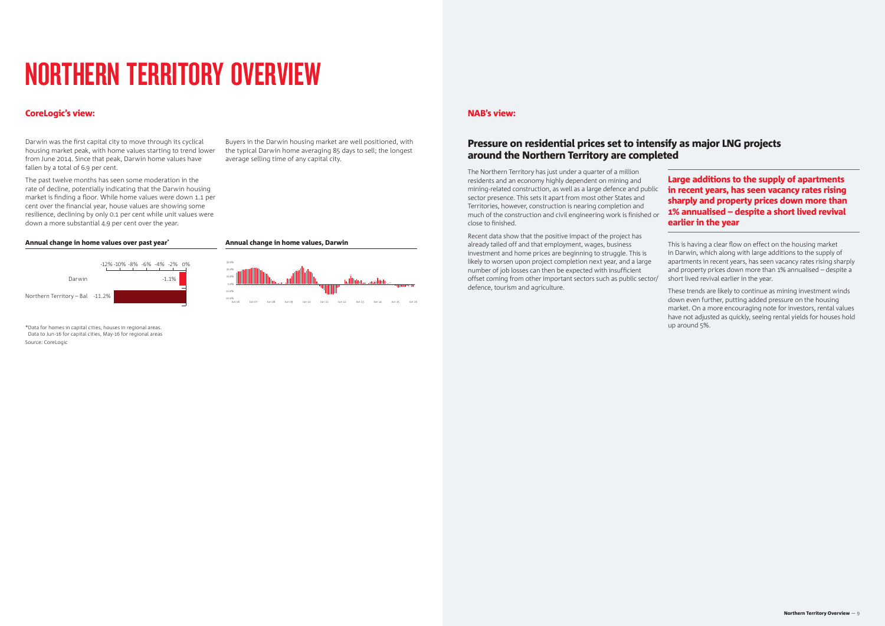# NORTHERN TERRITORY OVERVIEW

## CoreLogic's view:

Darwin was the first capital city to move through its cyclical housing market peak, with home values starting to trend lower from June 2014. Since that peak, Darwin home values have fallen by a total of 6.9 per cent.

The past twelve months has seen some moderation in the rate of decline, potentially indicating that the Darwin housing market is finding a floor. While home values were down 1.1 per cent over the financial year, house values are showing some resilience, declining by only 0.1 per cent while unit values were down a more substantial 4.9 per cent over the year.

Buyers in the Darwin housing market are well positioned, with the typical Darwin home averaging 85 days to sell; the longest average selling time of any capital city.

**Annual change in home values over past year***

| Region | Annual change |
|---|---|
| Darwin | -1.1% |
| Northern Territory – Bal | -11.2% |

*Data for homes in capital cities, houses in regional areas. Data to Jun-16 for capital cities, May-16 for regional areas
Source: CoreLogic

**Annual change in home values, Darwin**

## NAB's view:

### Pressure on residential prices set to intensify as major LNG projects around the Northern Territory are completed

The Northern Territory has just under a quarter of a million residents and an economy highly dependent on mining and mining-related construction, as well as a large defence and public sector presence. This sets it apart from most other States and Territories, however, construction is nearing completion and much of the construction and civil engineering work is finished or close to finished.

Recent data show that the positive impact of the project has already tailed off and that employment, wages, business investment and home prices are beginning to struggle. This is likely to worsen upon project completion next year, and a large number of job losses can then be expected with insufficient offset coming from other important sectors such as public sector/ defence, tourism and agriculture.

**Large additions to the supply of apartments in recent years, has seen vacancy rates rising sharply and property prices down more than 1% annualised – despite a short lived revival earlier in the year**

This is having a clear flow on effect on the housing market in Darwin, which along with large additions to the supply of apartments in recent years, has seen vacancy rates rising sharply and property prices down more than 1% annualised – despite a short lived revival earlier in the year.

These trends are likely to continue as mining investment winds down even further, putting added pressure on the housing market. On a more encouraging note for investors, rental values have not adjusted as quickly, seeing rental yields for houses hold up around 5%.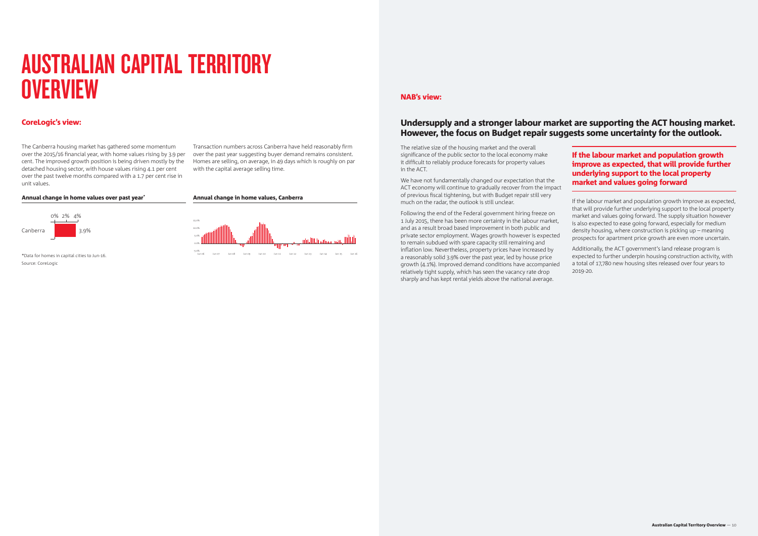# AUSTRALIAN CAPITAL TERRITORY OVERVIEW

## CoreLogic's view:

The Canberra housing market has gathered some momentum over the 2015/16 financial year, with home values rising by 3.9 per cent. The improved growth position is being driven mostly by the detached housing sector, with house values rising 4.1 per cent over the past twelve months compared with a 1.7 per cent rise in unit values.

Transaction numbers across Canberra have held reasonably firm over the past year suggesting buyer demand remains consistent. Homes are selling, on average, in 49 days which is roughly on par with the capital average selling time.

**Annual change in home values over past year***

| | Annual change |
|---|---|
| Canberra | 3.9% |

*Data for homes in capital cities to Jun-16.
Source: CoreLogic

**Annual change in home values, Canberra**

## NAB's view:

### Undersupply and a stronger labour market are supporting the ACT housing market. However, the focus on Budget repair suggests some uncertainty for the outlook.

The relative size of the housing market and the overall significance of the public sector to the local economy make it difficult to reliably produce forecasts for property values in the ACT.

We have not fundamentally changed our expectation that the ACT economy will continue to gradually recover from the impact of previous fiscal tightening, but with Budget repair still very much on the radar, the outlook is still unclear.

Following the end of the Federal government hiring freeze on 1 July 2015, there has been more certainty in the labour market, and as a result broad based improvement in both public and private sector employment. Wages growth however is expected to remain subdued with spare capacity still remaining and inflation low. Nevertheless, property prices have increased by a reasonably solid 3.9% over the past year, led by house price growth (4.1%). Improved demand conditions have accompanied relatively tight supply, which has seen the vacancy rate drop sharply and has kept rental yields above the national average.

**If the labour market and population growth improve as expected, that will provide further underlying support to the local property market and values going forward**

If the labour market and population growth improve as expected, that will provide further underlying support to the local property market and values going forward. The supply situation however is also expected to ease going forward, especially for medium density housing, where construction is picking up – meaning prospects for apartment price growth are even more uncertain.

Additionally, the ACT government's land release program is expected to further underpin housing construction activity, with a total of 17,780 new housing sites released over four years to 2019-20.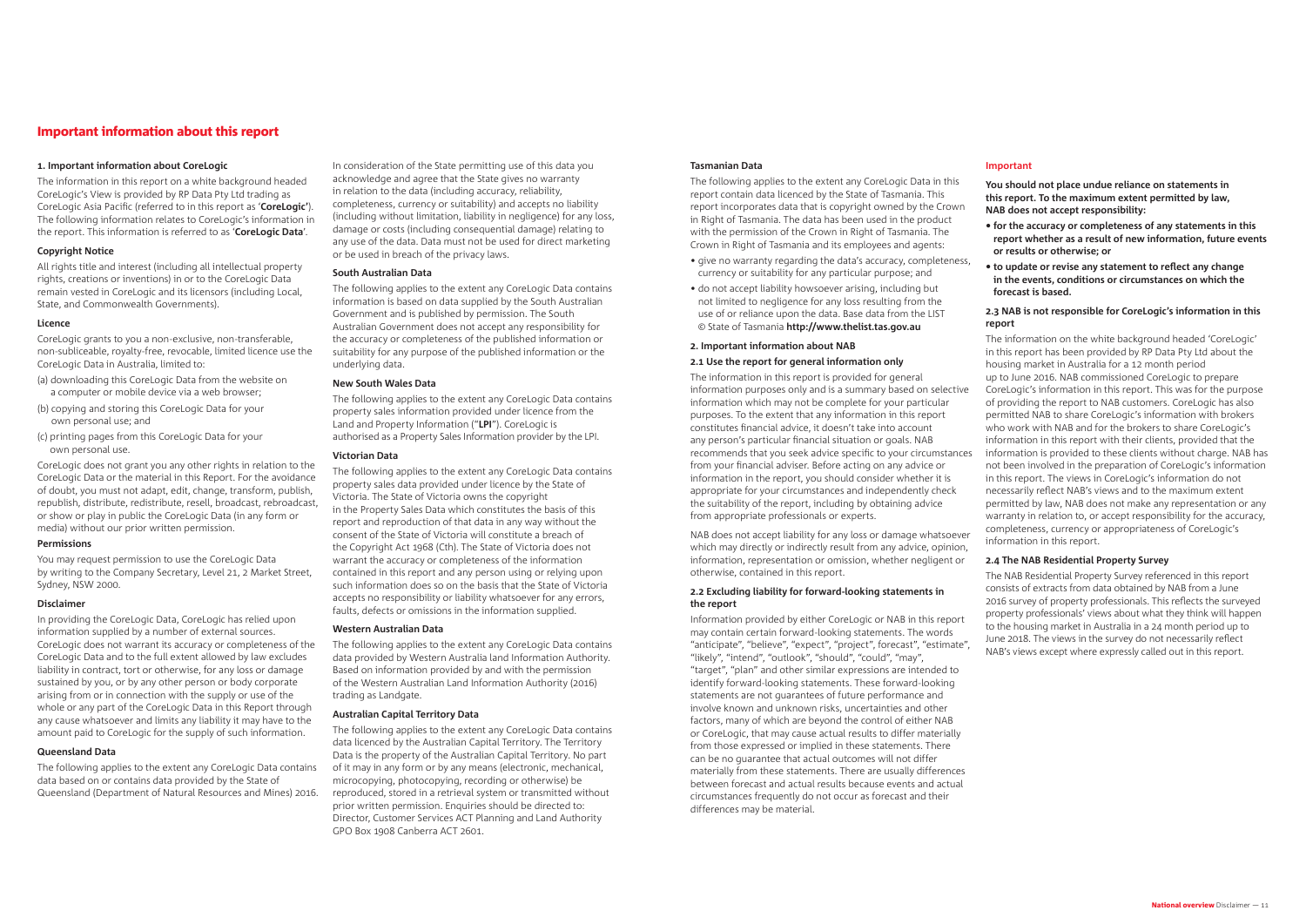# Important information about this report

## 1. Important information about CoreLogic

The information in this report on a white background headed CoreLogic's View is provided by RP Data Pty Ltd trading as CoreLogic Asia Pacific (referred to in this report as '**CoreLogic**'). The following information relates to CoreLogic's information in the report. This information is referred to as '**CoreLogic Data**'.

### Copyright Notice

All rights title and interest (including all intellectual property rights, creations or inventions) in or to the CoreLogic Data remain vested in CoreLogic and its licensors (including Local, State, and Commonwealth Governments).

### Licence

CoreLogic grants to you a non-exclusive, non-transferable, non-subliceable, royalty-free, revocable, limited licence use the CoreLogic Data in Australia, limited to:

(a) downloading this CoreLogic Data from the website on a computer or mobile device via a web browser;

(b) copying and storing this CoreLogic Data for your own personal use; and

(c) printing pages from this CoreLogic Data for your own personal use.

CoreLogic does not grant you any other rights in relation to the CoreLogic Data or the material in this Report. For the avoidance of doubt, you must not adapt, edit, change, transform, publish, republish, distribute, redistribute, resell, broadcast, rebroadcast, or show or play in public the CoreLogic Data (in any form or media) without our prior written permission.

### Permissions

You may request permission to use the CoreLogic Data by writing to the Company Secretary, Level 21, 2 Market Street, Sydney, NSW 2000.

### Disclaimer

In providing the CoreLogic Data, CoreLogic has relied upon information supplied by a number of external sources. CoreLogic does not warrant its accuracy or completeness of the CoreLogic Data and to the full extent allowed by law excludes liability in contract, tort or otherwise, for any loss or damage sustained by you, or by any other person or body corporate arising from or in connection with the supply or use of the whole or any part of the CoreLogic Data in this Report through any cause whatsoever and limits any liability it may have to the amount paid to CoreLogic for the supply of such information.

### Queensland Data

The following applies to the extent any CoreLogic Data contains data based on or contains data provided by the State of Queensland (Department of Natural Resources and Mines) 2016. In consideration of the State permitting use of this data you acknowledge and agree that the State gives no warranty in relation to the data (including accuracy, reliability, completeness, currency or suitability) and accepts no liability (including without limitation, liability in negligence) for any loss, damage or costs (including consequential damage) relating to any use of the data. Data must not be used for direct marketing or be used in breach of the privacy laws.

### South Australian Data

The following applies to the extent any CoreLogic Data contains information is based on data supplied by the South Australian Government and is published by permission. The South Australian Government does not accept any responsibility for the accuracy or completeness of the published information or suitability for any purpose of the published information or the underlying data.

### New South Wales Data

The following applies to the extent any CoreLogic Data contains property sales information provided under licence from the Land and Property Information ("**LPI**"). CoreLogic is authorised as a Property Sales Information provider by the LPI.

### Victorian Data

The following applies to the extent any CoreLogic Data contains property sales data provided under licence by the State of Victoria. The State of Victoria owns the copyright in the Property Sales Data which constitutes the basis of this report and reproduction of that data in any way without the consent of the State of Victoria will constitute a breach of the Copyright Act 1968 (Cth). The State of Victoria does not warrant the accuracy or completeness of the information contained in this report and any person using or relying upon such information does so on the basis that the State of Victoria accepts no responsibility or liability whatsoever for any errors, faults, defects or omissions in the information supplied.

### Western Australian Data

The following applies to the extent any CoreLogic Data contains data provided by Western Australia land Information Authority. Based on information provided by and with the permission of the Western Australian Land Information Authority (2016) trading as Landgate.

### Australian Capital Territory Data

The following applies to the extent any CoreLogic Data contains data licenced by the Australian Capital Territory. The Territory Data is the property of the Australian Capital Territory. No part of it may in any form or by any means (electronic, mechanical, microcopying, photocopying, recording or otherwise) be reproduced, stored in a retrieval system or transmitted without prior written permission. Enquiries should be directed to: Director, Customer Services ACT Planning and Land Authority GPO Box 1908 Canberra ACT 2601.

### Tasmanian Data

The following applies to the extent any CoreLogic Data in this report contain data licenced by the State of Tasmania. This report incorporates data that is copyright owned by the Crown in Right of Tasmania. The data has been used in the product with the permission of the Crown in Right of Tasmania. The Crown in Right of Tasmania and its employees and agents:

- give no warranty regarding the data's accuracy, completeness, currency or suitability for any particular purpose; and
- do not accept liability howsoever arising, including but not limited to negligence for any loss resulting from the use of or reliance upon the data. Base data from the LIST © State of Tasmania **http://www.thelist.tas.gov.au**

## 2. Important information about NAB

### 2.1 Use the report for general information only

The information in this report is provided for general information purposes only and is a summary based on selective information which may not be complete for your particular purposes. To the extent that any information in this report constitutes financial advice, it doesn't take into account any person's particular financial situation or goals. NAB recommends that you seek advice specific to your circumstances from your financial adviser. Before acting on any advice or information in the report, you should consider whether it is appropriate for your circumstances and independently check the suitability of the report, including by obtaining advice from appropriate professionals or experts.

NAB does not accept liability for any loss or damage whatsoever which may directly or indirectly result from any advice, opinion, information, representation or omission, whether negligent or otherwise, contained in this report.

### 2.2 Excluding liability for forward-looking statements in the report

Information provided by either CoreLogic or NAB in this report may contain certain forward-looking statements. The words "anticipate", "believe", "expect", "project", forecast", "estimate", "likely", "intend", "outlook", "should", "could", "may", "target", "plan" and other similar expressions are intended to identify forward-looking statements. These forward-looking statements are not guarantees of future performance and involve known and unknown risks, uncertainties and other factors, many of which are beyond the control of either NAB or CoreLogic, that may cause actual results to differ materially from those expressed or implied in these statements. There can be no guarantee that actual outcomes will not differ materially from these statements. There are usually differences between forecast and actual results because events and actual circumstances frequently do not occur as forecast and their differences may be material.

### Important

**You should not place undue reliance on statements in this report. To the maximum extent permitted by law, NAB does not accept responsibility:**

- **for the accuracy or completeness of any statements in this report whether as a result of new information, future events or results or otherwise; or**
- **to update or revise any statement to reflect any change in the events, conditions or circumstances on which the forecast is based.**

### 2.3 NAB is not responsible for CoreLogic's information in this report

The information on the white background headed 'CoreLogic' in this report has been provided by RP Data Pty Ltd about the housing market in Australia for a 12 month period up to June 2016. NAB commissioned CoreLogic to prepare CoreLogic's information in this report. This was for the purpose of providing the report to NAB customers. CoreLogic has also permitted NAB to share CoreLogic's information with brokers who work with NAB and for the brokers to share CoreLogic's information in this report with their clients, provided that the information is provided to these clients without charge. NAB has not been involved in the preparation of CoreLogic's information in this report. The views in CoreLogic's information do not necessarily reflect NAB's views and to the maximum extent permitted by law, NAB does not make any representation or any warranty in relation to, or accept responsibility for the accuracy, completeness, currency or appropriateness of CoreLogic's information in this report.

### 2.4 The NAB Residential Property Survey

The NAB Residential Property Survey referenced in this report consists of extracts from data obtained by NAB from a June 2016 survey of property professionals. This reflects the surveyed property professionals' views about what they think will happen to the housing market in Australia in a 24 month period up to June 2018. The views in the survey do not necessarily reflect NAB's views except where expressly called out in this report.